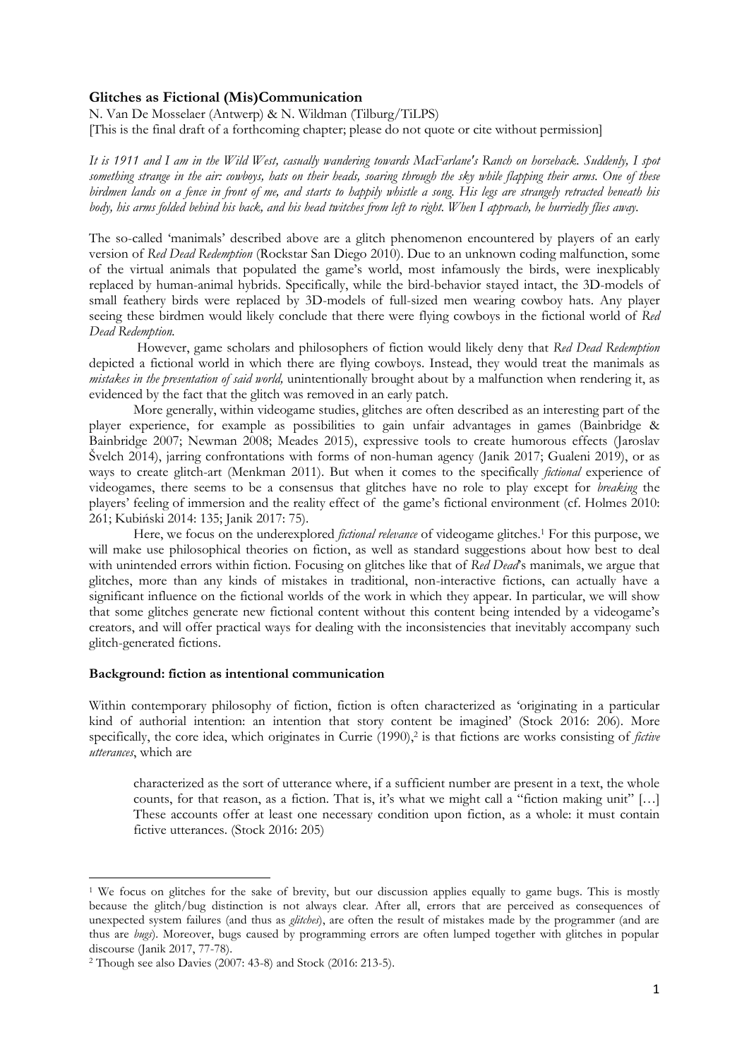**Glitches as Fictional (Mis)Communication**

N. Van De Mosselaer (Antwerp) & N. Wildman (Tilburg/TiLPS)

[This is the final draft of a forthcoming chapter; please do not quote or cite without permission]

*It is 1911 and I am in the Wild West, casually wandering towards MacFarlane's Ranch on horseback. Suddenly, I spot something strange in the air: cowboys, hats on their heads, soaring through the sky while flapping their arms. One of these birdmen lands on a fence in front of me, and starts to happily whistle a song. His legs are strangely retracted beneath his body, his arms folded behind his back, and his head twitches from left to right. When I approach, he hurriedly flies away.*

The so-called 'manimals' described above are a glitch phenomenon encountered by players of an early version of *Red Dead Redemption* (Rockstar San Diego 2010). Due to an unknown coding malfunction, some of the virtual animals that populated the game's world, most infamously the birds, were inexplicably replaced by human-animal hybrids. Specifically, while the bird-behavior stayed intact, the 3D-models of small feathery birds were replaced by 3D-models of full-sized men wearing cowboy hats. Any player seeing these birdmen would likely conclude that there were flying cowboys in the fictional world of *Red Dead Redemption.*

However, game scholars and philosophers of fiction would likely deny that *Red Dead Redemption* depicted a fictional world in which there are flying cowboys. Instead, they would treat the manimals as *mistakes in the presentation of said world,* unintentionally brought about by a malfunction when rendering it, as evidenced by the fact that the glitch was removed in an early patch.

More generally, within videogame studies, glitches are often described as an interesting part of the player experience, for example as possibilities to gain unfair advantages in games (Bainbridge & Bainbridge 2007; Newman 2008; Meades 2015), expressive tools to create humorous effects (Jaroslav Švelch 2014), jarring confrontations with forms of non-human agency (Janik 2017; Gualeni 2019), or as ways to create glitch-art (Menkman 2011). But when it comes to the specifically *fictional* experience of videogames, there seems to be a consensus that glitches have no role to play except for *breaking* the players' feeling of immersion and the reality effect of the game's fictional environment (cf. Holmes 2010: 261; Kubiński 2014: 135; Janik 2017: 75).

Here, we focus on the underexplored *fictional relevance* of videogame glitches.[1] For this purpose, we will make use philosophical theories on fiction, as well as standard suggestions about how best to deal with unintended errors within fiction. Focusing on glitches like that of *Red Dead*'s manimals, we argue that glitches, more than any kinds of mistakes in traditional, non-interactive fictions, can actually have a significant influence on the fictional worlds of the work in which they appear. In particular, we will show that some glitches generate new fictional content without this content being intended by a videogame's creators, and will offer practical ways for dealing with the inconsistencies that inevitably accompany such glitch-generated fictions.

**Background: fiction as intentional communication**

Within contemporary philosophy of fiction, fiction is often characterized as 'originating in a particular kind of authorial intention: an intention that story content be imagined' (Stock 2016: 206). More specifically, the core idea, which originates in Currie (1990),[2] is that fictions are works consisting of *fictive utterances*, which are

> characterized as the sort of utterance where, if a sufficient number are present in a text, the whole counts, for that reason, as a fiction. That is, it's what we might call a "fiction making unit" […] These accounts offer at least one necessary condition upon fiction, as a whole: it must contain fictive utterances. (Stock 2016: 205)

---

[1] We focus on glitches for the sake of brevity, but our discussion applies equally to game bugs. This is mostly because the glitch/bug distinction is not always clear. After all, errors that are perceived as consequences of unexpected system failures (and thus as *glitches*), are often the result of mistakes made by the programmer (and are thus are *bugs*). Moreover, bugs caused by programming errors are often lumped together with glitches in popular discourse (Janik 2017, 77-78).

[2] Though see also Davies (2007: 43-8) and Stock (2016: 213-5).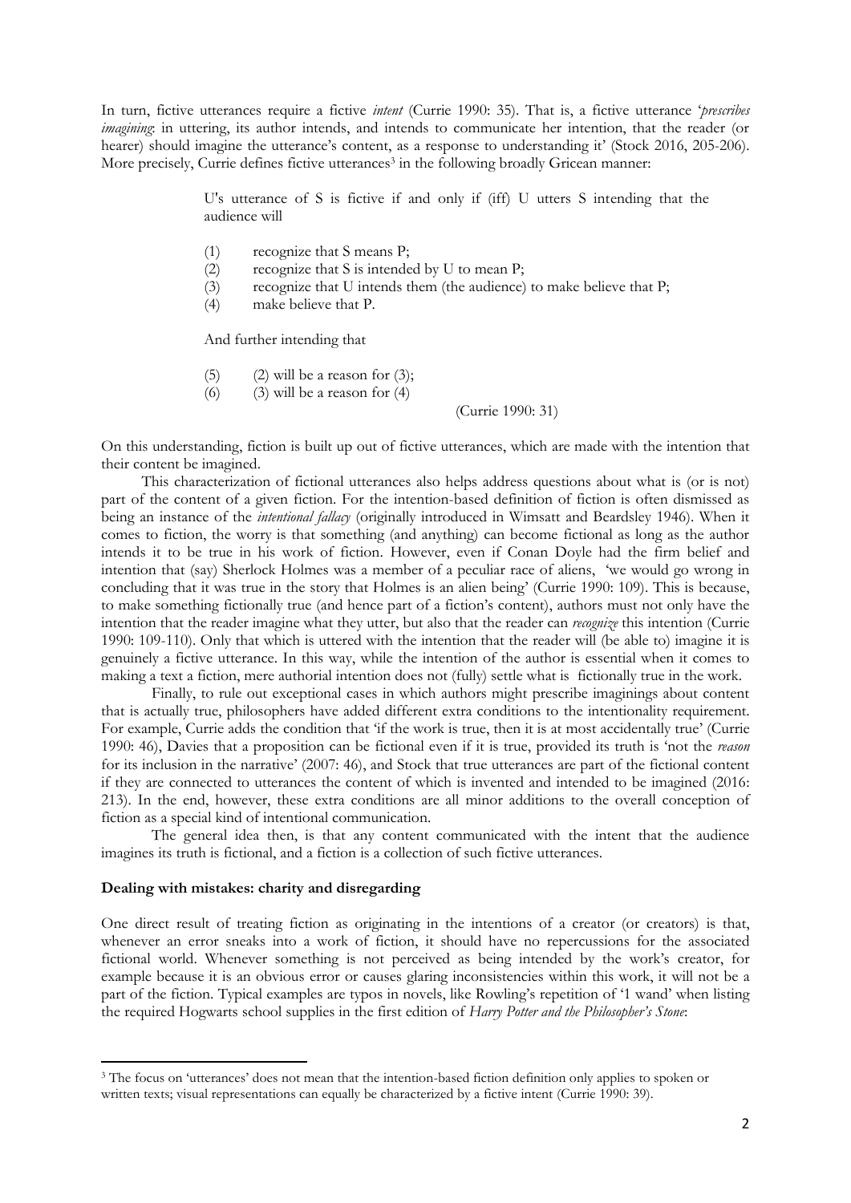In turn, fictive utterances require a fictive *intent* (Currie 1990: 35). That is, a fictive utterance '*prescribes imagining*: in uttering, its author intends, and intends to communicate her intention, that the reader (or hearer) should imagine the utterance's content, as a response to understanding it' (Stock 2016, 205-206). More precisely, Currie defines fictive utterances[3] in the following broadly Gricean manner:

> U's utterance of S is fictive if and only if (iff) U utters S intending that the audience will
>
> (1) recognize that S means P;
> (2) recognize that S is intended by U to mean P;
> (3) recognize that U intends them (the audience) to make believe that P;
> (4) make believe that P.
>
> And further intending that
>
> (5) (2) will be a reason for (3);
> (6) (3) will be a reason for (4)
>
> (Currie 1990: 31)

On this understanding, fiction is built up out of fictive utterances, which are made with the intention that their content be imagined.

This characterization of fictional utterances also helps address questions about what is (or is not) part of the content of a given fiction. For the intention-based definition of fiction is often dismissed as being an instance of the *intentional fallacy* (originally introduced in Wimsatt and Beardsley 1946). When it comes to fiction, the worry is that something (and anything) can become fictional as long as the author intends it to be true in his work of fiction. However, even if Conan Doyle had the firm belief and intention that (say) Sherlock Holmes was a member of a peculiar race of aliens, 'we would go wrong in concluding that it was true in the story that Holmes is an alien being' (Currie 1990: 109). This is because, to make something fictionally true (and hence part of a fiction's content), authors must not only have the intention that the reader imagine what they utter, but also that the reader can *recognize* this intention (Currie 1990: 109-110). Only that which is uttered with the intention that the reader will (be able to) imagine it is genuinely a fictive utterance. In this way, while the intention of the author is essential when it comes to making a text a fiction, mere authorial intention does not (fully) settle what is fictionally true in the work.

Finally, to rule out exceptional cases in which authors might prescribe imaginings about content that is actually true, philosophers have added different extra conditions to the intentionality requirement. For example, Currie adds the condition that 'if the work is true, then it is at most accidentally true' (Currie 1990: 46), Davies that a proposition can be fictional even if it is true, provided its truth is 'not the *reason* for its inclusion in the narrative' (2007: 46), and Stock that true utterances are part of the fictional content if they are connected to utterances the content of which is invented and intended to be imagined (2016: 213). In the end, however, these extra conditions are all minor additions to the overall conception of fiction as a special kind of intentional communication.

The general idea then, is that any content communicated with the intent that the audience imagines its truth is fictional, and a fiction is a collection of such fictive utterances.

**Dealing with mistakes: charity and disregarding**

One direct result of treating fiction as originating in the intentions of a creator (or creators) is that, whenever an error sneaks into a work of fiction, it should have no repercussions for the associated fictional world. Whenever something is not perceived as being intended by the work's creator, for example because it is an obvious error or causes glaring inconsistencies within this work, it will not be a part of the fiction. Typical examples are typos in novels, like Rowling's repetition of '1 wand' when listing the required Hogwarts school supplies in the first edition of *Harry Potter and the Philosopher's Stone*:

[3] The focus on 'utterances' does not mean that the intention-based fiction definition only applies to spoken or written texts; visual representations can equally be characterized by a fictive intent (Currie 1990: 39).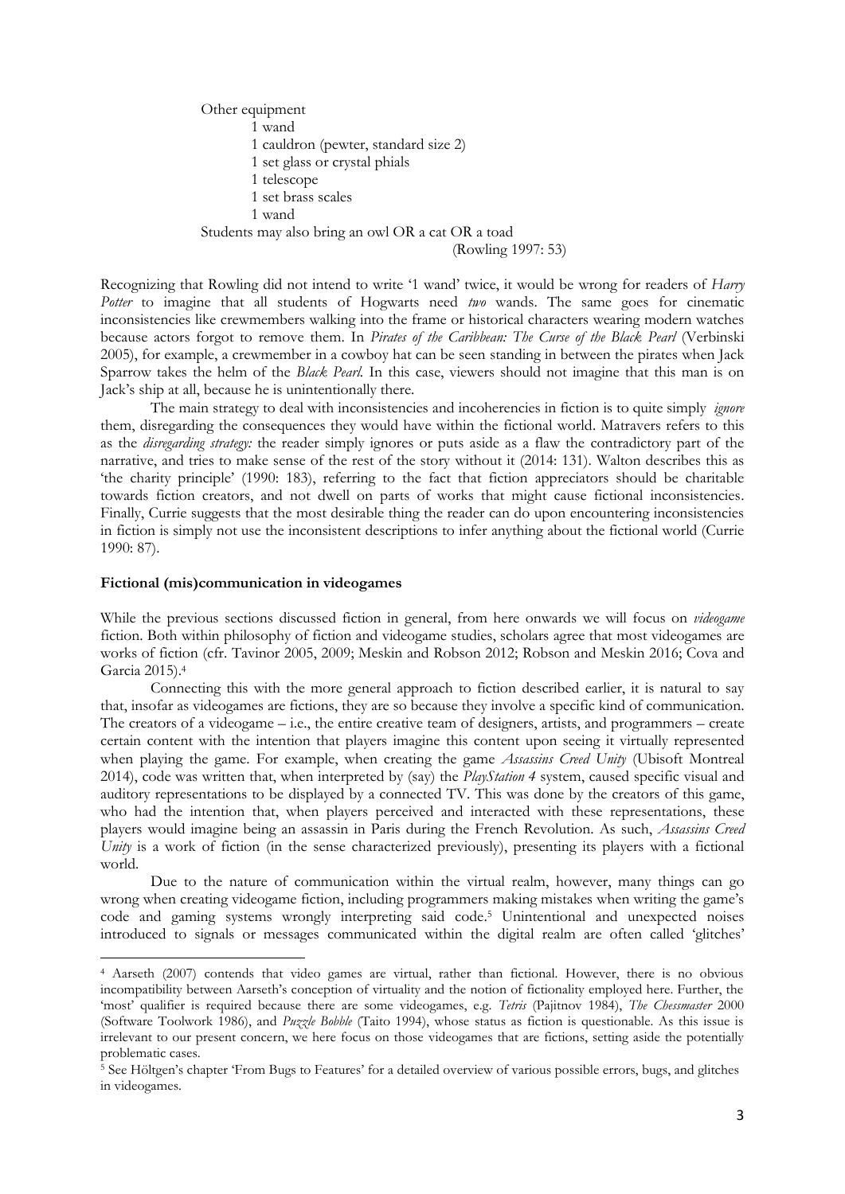Other equipment

> 1 wand
> 1 cauldron (pewter, standard size 2)
> 1 set glass or crystal phials
> 1 telescope
> 1 set brass scales
> 1 wand

Students may also bring an owl OR a cat OR a toad

(Rowling 1997: 53)

Recognizing that Rowling did not intend to write '1 wand' twice, it would be wrong for readers of *Harry Potter* to imagine that all students of Hogwarts need *two* wands. The same goes for cinematic inconsistencies like crewmembers walking into the frame or historical characters wearing modern watches because actors forgot to remove them. In *Pirates of the Caribbean: The Curse of the Black Pearl* (Verbinski 2005), for example, a crewmember in a cowboy hat can be seen standing in between the pirates when Jack Sparrow takes the helm of the *Black Pearl*. In this case, viewers should not imagine that this man is on Jack's ship at all, because he is unintentionally there.

The main strategy to deal with inconsistencies and incoherencies in fiction is to quite simply *ignore* them, disregarding the consequences they would have within the fictional world. Matravers refers to this as the *disregarding strategy:* the reader simply ignores or puts aside as a flaw the contradictory part of the narrative, and tries to make sense of the rest of the story without it (2014: 131). Walton describes this as 'the charity principle' (1990: 183), referring to the fact that fiction appreciators should be charitable towards fiction creators, and not dwell on parts of works that might cause fictional inconsistencies. Finally, Currie suggests that the most desirable thing the reader can do upon encountering inconsistencies in fiction is simply not use the inconsistent descriptions to infer anything about the fictional world (Currie 1990: 87).

**Fictional (mis)communication in videogames**

While the previous sections discussed fiction in general, from here onwards we will focus on *videogame* fiction. Both within philosophy of fiction and videogame studies, scholars agree that most videogames are works of fiction (cfr. Tavinor 2005, 2009; Meskin and Robson 2012; Robson and Meskin 2016; Cova and Garcia 2015).[4]

Connecting this with the more general approach to fiction described earlier, it is natural to say that, insofar as videogames are fictions, they are so because they involve a specific kind of communication. The creators of a videogame – i.e., the entire creative team of designers, artists, and programmers – create certain content with the intention that players imagine this content upon seeing it virtually represented when playing the game. For example, when creating the game *Assassins Creed Unity* (Ubisoft Montreal 2014), code was written that, when interpreted by (say) the *PlayStation 4* system, caused specific visual and auditory representations to be displayed by a connected TV. This was done by the creators of this game, who had the intention that, when players perceived and interacted with these representations, these players would imagine being an assassin in Paris during the French Revolution. As such, *Assassins Creed Unity* is a work of fiction (in the sense characterized previously), presenting its players with a fictional world.

Due to the nature of communication within the virtual realm, however, many things can go wrong when creating videogame fiction, including programmers making mistakes when writing the game's code and gaming systems wrongly interpreting said code.[5] Unintentional and unexpected noises introduced to signals or messages communicated within the digital realm are often called 'glitches'

---

[4] Aarseth (2007) contends that video games are virtual, rather than fictional. However, there is no obvious incompatibility between Aarseth's conception of virtuality and the notion of fictionality employed here. Further, the 'most' qualifier is required because there are some videogames, e.g. *Tetris* (Pajitnov 1984), *The Chessmaster* 2000 (Software Toolwork 1986), and *Puzzle Bobble* (Taito 1994), whose status as fiction is questionable. As this issue is irrelevant to our present concern, we here focus on those videogames that are fictions, setting aside the potentially problematic cases.

[5] See Höltgen's chapter 'From Bugs to Features' for a detailed overview of various possible errors, bugs, and glitches in videogames.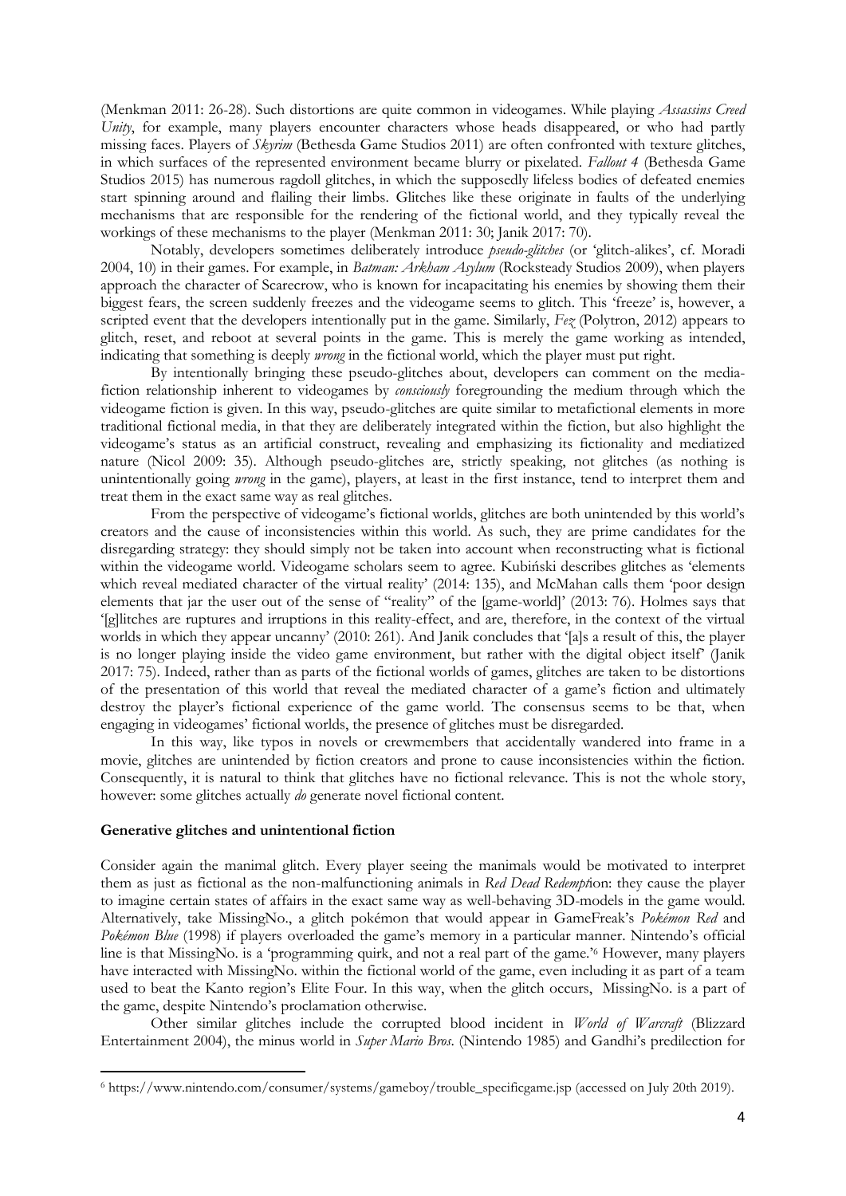(Menkman 2011: 26-28). Such distortions are quite common in videogames. While playing *Assassins Creed Unity*, for example, many players encounter characters whose heads disappeared, or who had partly missing faces. Players of *Skyrim* (Bethesda Game Studios 2011) are often confronted with texture glitches, in which surfaces of the represented environment became blurry or pixelated. *Fallout 4* (Bethesda Game Studios 2015) has numerous ragdoll glitches, in which the supposedly lifeless bodies of defeated enemies start spinning around and flailing their limbs. Glitches like these originate in faults of the underlying mechanisms that are responsible for the rendering of the fictional world, and they typically reveal the workings of these mechanisms to the player (Menkman 2011: 30; Janik 2017: 70).

Notably, developers sometimes deliberately introduce *pseudo-glitches* (or 'glitch-alikes', cf. Moradi 2004, 10) in their games. For example, in *Batman: Arkham Asylum* (Rocksteady Studios 2009), when players approach the character of Scarecrow, who is known for incapacitating his enemies by showing them their biggest fears, the screen suddenly freezes and the videogame seems to glitch. This 'freeze' is, however, a scripted event that the developers intentionally put in the game. Similarly, *Fez* (Polytron, 2012) appears to glitch, reset, and reboot at several points in the game. This is merely the game working as intended, indicating that something is deeply *wrong* in the fictional world, which the player must put right.

By intentionally bringing these pseudo-glitches about, developers can comment on the media-fiction relationship inherent to videogames by *consciously* foregrounding the medium through which the videogame fiction is given. In this way, pseudo-glitches are quite similar to metafictional elements in more traditional fictional media, in that they are deliberately integrated within the fiction, but also highlight the videogame's status as an artificial construct, revealing and emphasizing its fictionality and mediatized nature (Nicol 2009: 35). Although pseudo-glitches are, strictly speaking, not glitches (as nothing is unintentionally going *wrong* in the game), players, at least in the first instance, tend to interpret them and treat them in the exact same way as real glitches.

From the perspective of videogame's fictional worlds, glitches are both unintended by this world's creators and the cause of inconsistencies within this world. As such, they are prime candidates for the disregarding strategy: they should simply not be taken into account when reconstructing what is fictional within the videogame world. Videogame scholars seem to agree. Kubiński describes glitches as 'elements which reveal mediated character of the virtual reality' (2014: 135), and McMahan calls them 'poor design elements that jar the user out of the sense of "reality" of the [game-world]' (2013: 76). Holmes says that '[g]litches are ruptures and irruptions in this reality-effect, and are, therefore, in the context of the virtual worlds in which they appear uncanny' (2010: 261). And Janik concludes that '[a]s a result of this, the player is no longer playing inside the video game environment, but rather with the digital object itself' (Janik 2017: 75). Indeed, rather than as parts of the fictional worlds of games, glitches are taken to be distortions of the presentation of this world that reveal the mediated character of a game's fiction and ultimately destroy the player's fictional experience of the game world. The consensus seems to be that, when engaging in videogames' fictional worlds, the presence of glitches must be disregarded.

In this way, like typos in novels or crewmembers that accidentally wandered into frame in a movie, glitches are unintended by fiction creators and prone to cause inconsistencies within the fiction. Consequently, it is natural to think that glitches have no fictional relevance. This is not the whole story, however: some glitches actually *do* generate novel fictional content.

## Generative glitches and unintentional fiction

Consider again the manimal glitch. Every player seeing the manimals would be motivated to interpret them as just as fictional as the non-malfunctioning animals in *Red Dead Redemption*: they cause the player to imagine certain states of affairs in the exact same way as well-behaving 3D-models in the game would. Alternatively, take MissingNo., a glitch pokémon that would appear in GameFreak's *Pokémon Red* and *Pokémon Blue* (1998) if players overloaded the game's memory in a particular manner. Nintendo's official line is that MissingNo. is a 'programming quirk, and not a real part of the game.'[6] However, many players have interacted with MissingNo. within the fictional world of the game, even including it as part of a team used to beat the Kanto region's Elite Four. In this way, when the glitch occurs, MissingNo. is a part of the game, despite Nintendo's proclamation otherwise.

Other similar glitches include the corrupted blood incident in *World of Warcraft* (Blizzard Entertainment 2004), the minus world in *Super Mario Bros.* (Nintendo 1985) and Gandhi's predilection for

[6] https://www.nintendo.com/consumer/systems/gameboy/trouble_specificgame.jsp (accessed on July 20th 2019).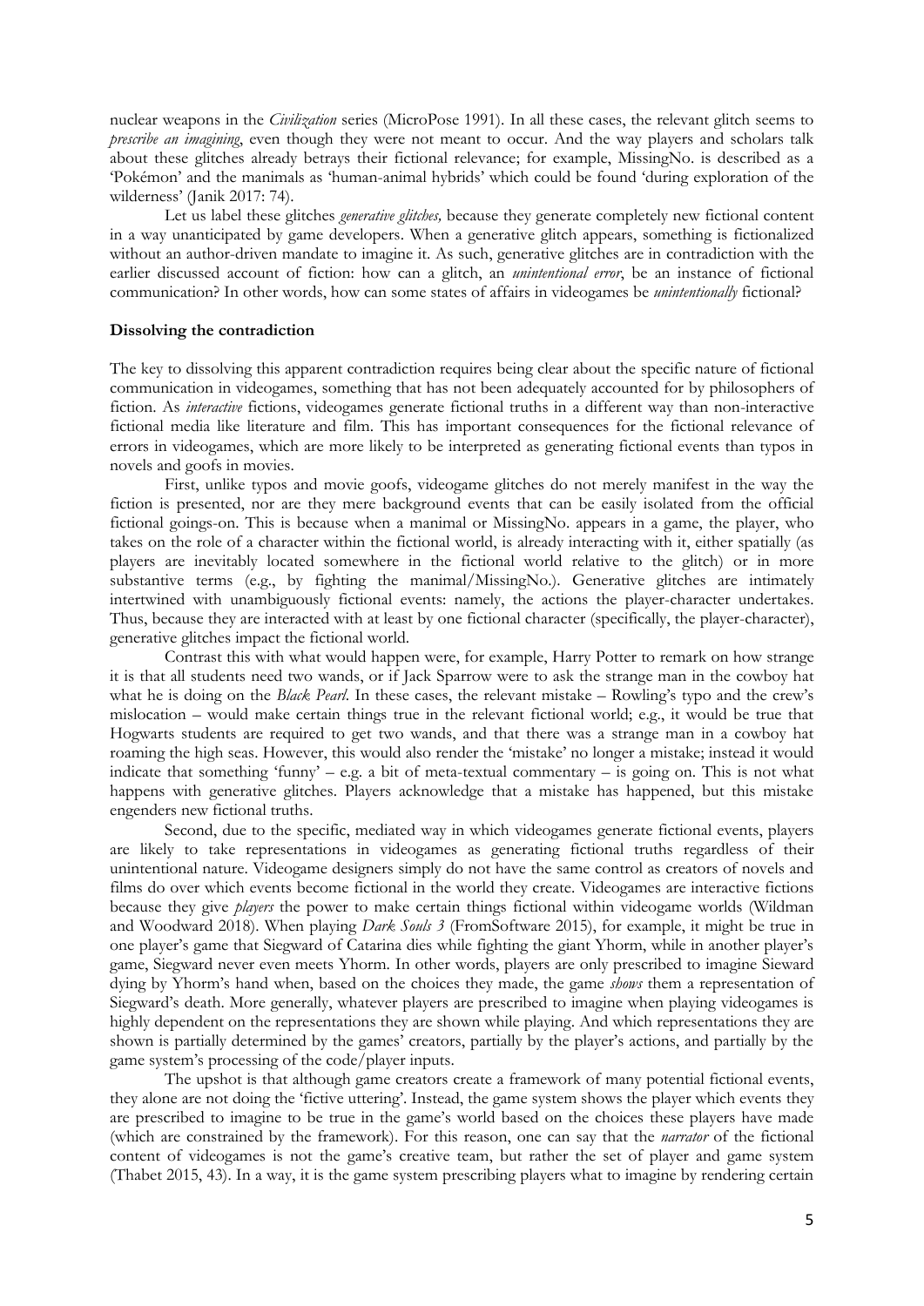nuclear weapons in the *Civilization* series (MicroPose 1991). In all these cases, the relevant glitch seems to *prescribe an imagining*, even though they were not meant to occur. And the way players and scholars talk about these glitches already betrays their fictional relevance; for example, MissingNo. is described as a 'Pokémon' and the manimals as 'human-animal hybrids' which could be found 'during exploration of the wilderness' (Janik 2017: 74).

Let us label these glitches *generative glitches,* because they generate completely new fictional content in a way unanticipated by game developers. When a generative glitch appears, something is fictionalized without an author-driven mandate to imagine it. As such, generative glitches are in contradiction with the earlier discussed account of fiction: how can a glitch, an *unintentional error*, be an instance of fictional communication? In other words, how can some states of affairs in videogames be *unintentionally* fictional?

**Dissolving the contradiction**

The key to dissolving this apparent contradiction requires being clear about the specific nature of fictional communication in videogames, something that has not been adequately accounted for by philosophers of fiction. As *interactive* fictions, videogames generate fictional truths in a different way than non-interactive fictional media like literature and film. This has important consequences for the fictional relevance of errors in videogames, which are more likely to be interpreted as generating fictional events than typos in novels and goofs in movies.

First, unlike typos and movie goofs, videogame glitches do not merely manifest in the way the fiction is presented, nor are they mere background events that can be easily isolated from the official fictional goings-on. This is because when a manimal or MissingNo. appears in a game, the player, who takes on the role of a character within the fictional world, is already interacting with it, either spatially (as players are inevitably located somewhere in the fictional world relative to the glitch) or in more substantive terms (e.g., by fighting the manimal/MissingNo.). Generative glitches are intimately intertwined with unambiguously fictional events: namely, the actions the player-character undertakes. Thus, because they are interacted with at least by one fictional character (specifically, the player-character), generative glitches impact the fictional world.

Contrast this with what would happen were, for example, Harry Potter to remark on how strange it is that all students need two wands, or if Jack Sparrow were to ask the strange man in the cowboy hat what he is doing on the *Black Pearl*. In these cases, the relevant mistake – Rowling's typo and the crew's mislocation – would make certain things true in the relevant fictional world; e.g., it would be true that Hogwarts students are required to get two wands, and that there was a strange man in a cowboy hat roaming the high seas. However, this would also render the 'mistake' no longer a mistake; instead it would indicate that something 'funny' – e.g. a bit of meta-textual commentary – is going on. This is not what happens with generative glitches. Players acknowledge that a mistake has happened, but this mistake engenders new fictional truths.

Second, due to the specific, mediated way in which videogames generate fictional events, players are likely to take representations in videogames as generating fictional truths regardless of their unintentional nature. Videogame designers simply do not have the same control as creators of novels and films do over which events become fictional in the world they create. Videogames are interactive fictions because they give *players* the power to make certain things fictional within videogame worlds (Wildman and Woodward 2018). When playing *Dark Souls 3* (FromSoftware 2015), for example, it might be true in one player's game that Siegward of Catarina dies while fighting the giant Yhorm, while in another player's game, Siegward never even meets Yhorm. In other words, players are only prescribed to imagine Sieward dying by Yhorm's hand when, based on the choices they made, the game *shows* them a representation of Siegward's death. More generally, whatever players are prescribed to imagine when playing videogames is highly dependent on the representations they are shown while playing. And which representations they are shown is partially determined by the games' creators, partially by the player's actions, and partially by the game system's processing of the code/player inputs.

The upshot is that although game creators create a framework of many potential fictional events, they alone are not doing the 'fictive uttering'. Instead, the game system shows the player which events they are prescribed to imagine to be true in the game's world based on the choices these players have made (which are constrained by the framework). For this reason, one can say that the *narrator* of the fictional content of videogames is not the game's creative team, but rather the set of player and game system (Thabet 2015, 43). In a way, it is the game system prescribing players what to imagine by rendering certain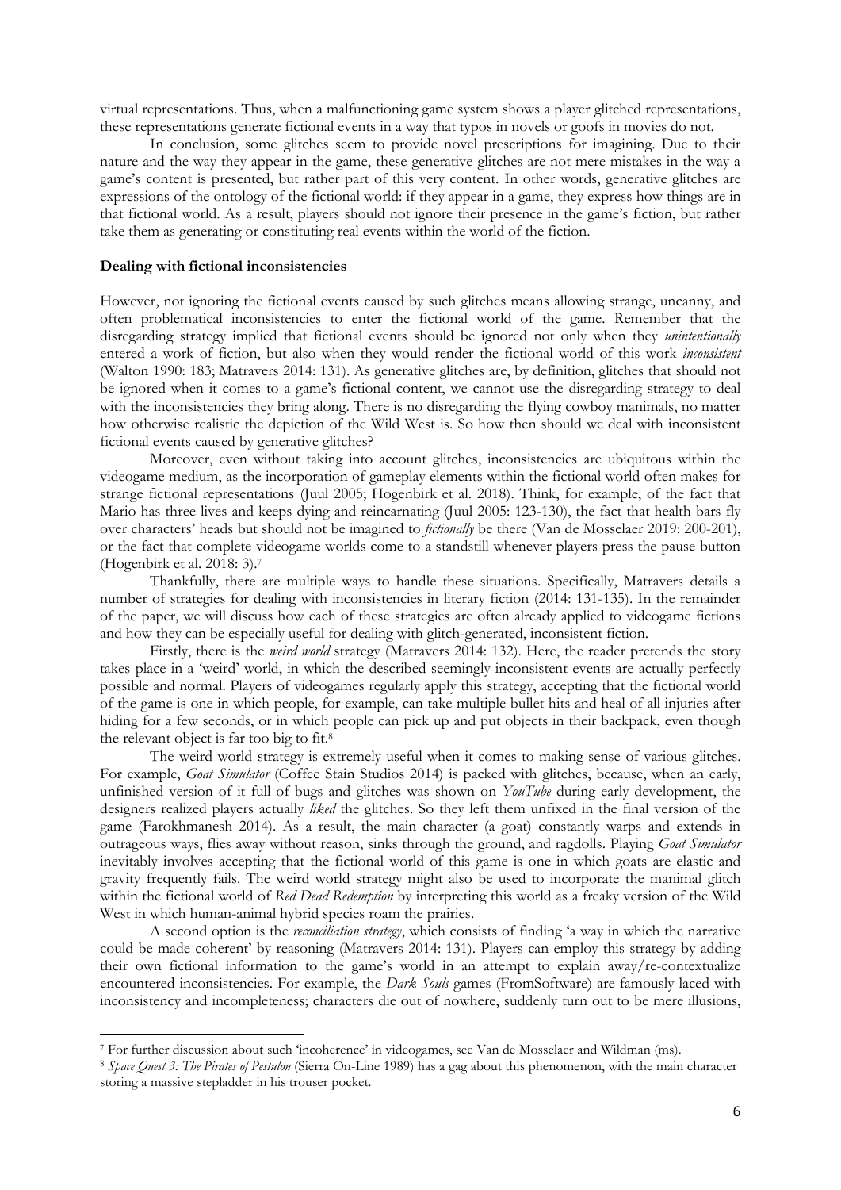virtual representations. Thus, when a malfunctioning game system shows a player glitched representations, these representations generate fictional events in a way that typos in novels or goofs in movies do not.

In conclusion, some glitches seem to provide novel prescriptions for imagining. Due to their nature and the way they appear in the game, these generative glitches are not mere mistakes in the way a game's content is presented, but rather part of this very content. In other words, generative glitches are expressions of the ontology of the fictional world: if they appear in a game, they express how things are in that fictional world. As a result, players should not ignore their presence in the game's fiction, but rather take them as generating or constituting real events within the world of the fiction.

**Dealing with fictional inconsistencies**

However, not ignoring the fictional events caused by such glitches means allowing strange, uncanny, and often problematical inconsistencies to enter the fictional world of the game. Remember that the disregarding strategy implied that fictional events should be ignored not only when they *unintentionally* entered a work of fiction, but also when they would render the fictional world of this work *inconsistent* (Walton 1990: 183; Matravers 2014: 131). As generative glitches are, by definition, glitches that should not be ignored when it comes to a game's fictional content, we cannot use the disregarding strategy to deal with the inconsistencies they bring along. There is no disregarding the flying cowboy manimals, no matter how otherwise realistic the depiction of the Wild West is. So how then should we deal with inconsistent fictional events caused by generative glitches?

Moreover, even without taking into account glitches, inconsistencies are ubiquitous within the videogame medium, as the incorporation of gameplay elements within the fictional world often makes for strange fictional representations (Juul 2005; Hogenbirk et al. 2018). Think, for example, of the fact that Mario has three lives and keeps dying and reincarnating (Juul 2005: 123-130), the fact that health bars fly over characters' heads but should not be imagined to *fictionally* be there (Van de Mosselaer 2019: 200-201), or the fact that complete videogame worlds come to a standstill whenever players press the pause button (Hogenbirk et al. 2018: 3).[7]

Thankfully, there are multiple ways to handle these situations. Specifically, Matravers details a number of strategies for dealing with inconsistencies in literary fiction (2014: 131-135). In the remainder of the paper, we will discuss how each of these strategies are often already applied to videogame fictions and how they can be especially useful for dealing with glitch-generated, inconsistent fiction.

Firstly, there is the *weird world* strategy (Matravers 2014: 132). Here, the reader pretends the story takes place in a 'weird' world, in which the described seemingly inconsistent events are actually perfectly possible and normal. Players of videogames regularly apply this strategy, accepting that the fictional world of the game is one in which people, for example, can take multiple bullet hits and heal of all injuries after hiding for a few seconds, or in which people can pick up and put objects in their backpack, even though the relevant object is far too big to fit.[8]

The weird world strategy is extremely useful when it comes to making sense of various glitches. For example, *Goat Simulator* (Coffee Stain Studios 2014) is packed with glitches, because, when an early, unfinished version of it full of bugs and glitches was shown on *YouTube* during early development, the designers realized players actually *liked* the glitches. So they left them unfixed in the final version of the game (Farokhmanesh 2014). As a result, the main character (a goat) constantly warps and extends in outrageous ways, flies away without reason, sinks through the ground, and ragdolls. Playing *Goat Simulator* inevitably involves accepting that the fictional world of this game is one in which goats are elastic and gravity frequently fails. The weird world strategy might also be used to incorporate the manimal glitch within the fictional world of *Red Dead Redemption* by interpreting this world as a freaky version of the Wild West in which human-animal hybrid species roam the prairies.

A second option is the *reconciliation strategy*, which consists of finding 'a way in which the narrative could be made coherent' by reasoning (Matravers 2014: 131). Players can employ this strategy by adding their own fictional information to the game's world in an attempt to explain away/re-contextualize encountered inconsistencies. For example, the *Dark Souls* games (FromSoftware) are famously laced with inconsistency and incompleteness; characters die out of nowhere, suddenly turn out to be mere illusions,

---

[7] For further discussion about such 'incoherence' in videogames, see Van de Mosselaer and Wildman (ms).

[8] *Space Quest 3: The Pirates of Pestulon* (Sierra On-Line 1989) has a gag about this phenomenon, with the main character storing a massive stepladder in his trouser pocket.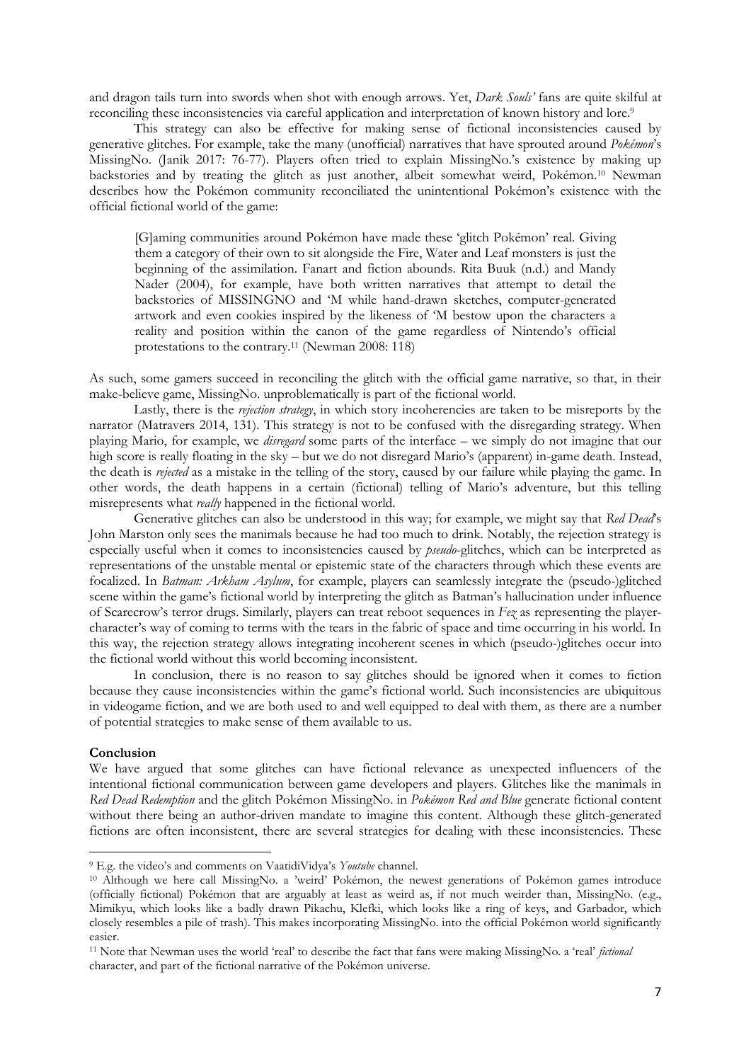and dragon tails turn into swords when shot with enough arrows. Yet, *Dark Souls'* fans are quite skilful at reconciling these inconsistencies via careful application and interpretation of known history and lore.[9]

This strategy can also be effective for making sense of fictional inconsistencies caused by generative glitches. For example, take the many (unofficial) narratives that have sprouted around *Pokémon*'s MissingNo. (Janik 2017: 76-77). Players often tried to explain MissingNo.'s existence by making up backstories and by treating the glitch as just another, albeit somewhat weird, Pokémon.[10] Newman describes how the Pokémon community reconciliated the unintentional Pokémon's existence with the official fictional world of the game:

> [G]aming communities around Pokémon have made these 'glitch Pokémon' real. Giving them a category of their own to sit alongside the Fire, Water and Leaf monsters is just the beginning of the assimilation. Fanart and fiction abounds. Rita Buuk (n.d.) and Mandy Nader (2004), for example, have both written narratives that attempt to detail the backstories of MISSINGNO and 'M while hand-drawn sketches, computer-generated artwork and even cookies inspired by the likeness of 'M bestow upon the characters a reality and position within the canon of the game regardless of Nintendo's official protestations to the contrary.[11] (Newman 2008: 118)

As such, some gamers succeed in reconciling the glitch with the official game narrative, so that, in their make-believe game, MissingNo. unproblematically is part of the fictional world.

Lastly, there is the *rejection strategy*, in which story incoherencies are taken to be misreports by the narrator (Matravers 2014, 131). This strategy is not to be confused with the disregarding strategy. When playing Mario, for example, we *disregard* some parts of the interface – we simply do not imagine that our high score is really floating in the sky – but we do not disregard Mario's (apparent) in-game death. Instead, the death is *rejected* as a mistake in the telling of the story, caused by our failure while playing the game. In other words, the death happens in a certain (fictional) telling of Mario's adventure, but this telling misrepresents what *really* happened in the fictional world.

Generative glitches can also be understood in this way; for example, we might say that *Red Dead*'s John Marston only sees the manimals because he had too much to drink. Notably, the rejection strategy is especially useful when it comes to inconsistencies caused by *pseudo*-glitches, which can be interpreted as representations of the unstable mental or epistemic state of the characters through which these events are focalized. In *Batman: Arkham Asylum*, for example, players can seamlessly integrate the (pseudo-)glitched scene within the game's fictional world by interpreting the glitch as Batman's hallucination under influence of Scarecrow's terror drugs. Similarly, players can treat reboot sequences in *Fez* as representing the player-character's way of coming to terms with the tears in the fabric of space and time occurring in his world. In this way, the rejection strategy allows integrating incoherent scenes in which (pseudo-)glitches occur into the fictional world without this world becoming inconsistent.

In conclusion, there is no reason to say glitches should be ignored when it comes to fiction because they cause inconsistencies within the game's fictional world. Such inconsistencies are ubiquitous in videogame fiction, and we are both used to and well equipped to deal with them, as there are a number of potential strategies to make sense of them available to us.

**Conclusion**

We have argued that some glitches can have fictional relevance as unexpected influencers of the intentional fictional communication between game developers and players. Glitches like the manimals in *Red Dead Redemption* and the glitch Pokémon MissingNo. in *Pokémon Red and Blue* generate fictional content without there being an author-driven mandate to imagine this content. Although these glitch-generated fictions are often inconsistent, there are several strategies for dealing with these inconsistencies. These

---

[9] E.g. the video's and comments on VaatidiVidya's *Youtube* channel.

[10] Although we here call MissingNo. a 'weird' Pokémon, the newest generations of Pokémon games introduce (officially fictional) Pokémon that are arguably at least as weird as, if not much weirder than, MissingNo. (e.g., Mimikyu, which looks like a badly drawn Pikachu, Klefki, which looks like a ring of keys, and Garbador, which closely resembles a pile of trash). This makes incorporating MissingNo. into the official Pokémon world significantly easier.

[11] Note that Newman uses the world 'real' to describe the fact that fans were making MissingNo. a 'real' *fictional* character, and part of the fictional narrative of the Pokémon universe.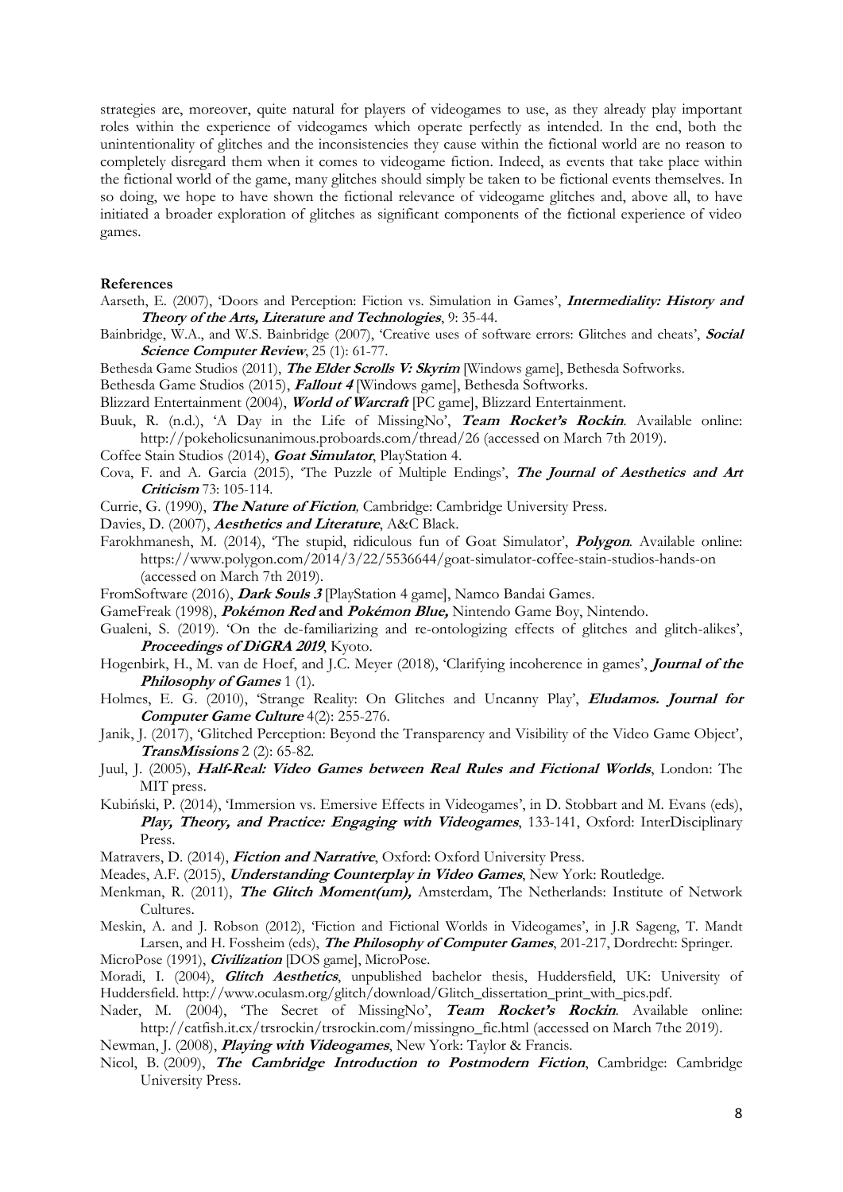strategies are, moreover, quite natural for players of videogames to use, as they already play important roles within the experience of videogames which operate perfectly as intended. In the end, both the unintentionality of glitches and the inconsistencies they cause within the fictional world are no reason to completely disregard them when it comes to videogame fiction. Indeed, as events that take place within the fictional world of the game, many glitches should simply be taken to be fictional events themselves. In so doing, we hope to have shown the fictional relevance of videogame glitches and, above all, to have initiated a broader exploration of glitches as significant components of the fictional experience of video games.

**References**

Aarseth, E. (2007), 'Doors and Perception: Fiction vs. Simulation in Games', ***Intermediality: History and Theory of the Arts, Literature and Technologies***, 9: 35-44.

Bainbridge, W.A., and W.S. Bainbridge (2007), 'Creative uses of software errors: Glitches and cheats', ***Social Science Computer Review***, 25 (1): 61-77.

Bethesda Game Studios (2011), ***The Elder Scrolls V: Skyrim*** [Windows game], Bethesda Softworks.

Bethesda Game Studios (2015), ***Fallout 4*** [Windows game], Bethesda Softworks.

Blizzard Entertainment (2004), ***World of Warcraft*** [PC game], Blizzard Entertainment.

Buuk, R. (n.d.), 'A Day in the Life of MissingNo', ***Team Rocket's Rockin***. Available online: http://pokeholicsunanimous.proboards.com/thread/26 (accessed on March 7th 2019).

Coffee Stain Studios (2014), ***Goat Simulator***, PlayStation 4.

Cova, F. and A. Garcia (2015), 'The Puzzle of Multiple Endings', ***The Journal of Aesthetics and Art Criticism*** 73: 105-114.

Currie, G. (1990), ***The Nature of Fiction***, Cambridge: Cambridge University Press.

Davies, D. (2007), ***Aesthetics and Literature***, A&C Black.

Farokhmanesh, M. (2014), 'The stupid, ridiculous fun of Goat Simulator', ***Polygon***. Available online: https://www.polygon.com/2014/3/22/5536644/goat-simulator-coffee-stain-studios-hands-on (accessed on March 7th 2019).

FromSoftware (2016), ***Dark Souls 3*** [PlayStation 4 game], Namco Bandai Games.

GameFreak (1998), ***Pokémon Red* and *Pokémon Blue,*** Nintendo Game Boy, Nintendo.

Gualeni, S. (2019). 'On the de-familiarizing and re-ontologizing effects of glitches and glitch-alikes', ***Proceedings of DiGRA 2019***, Kyoto.

Hogenbirk, H., M. van de Hoef, and J.C. Meyer (2018), 'Clarifying incoherence in games', ***Journal of the Philosophy of Games*** 1 (1).

Holmes, E. G. (2010), 'Strange Reality: On Glitches and Uncanny Play', ***Eludamos. Journal for Computer Game Culture*** 4(2): 255-276.

Janik, J. (2017), 'Glitched Perception: Beyond the Transparency and Visibility of the Video Game Object', ***TransMissions*** 2 (2): 65-82.

Juul, J. (2005), ***Half-Real: Video Games between Real Rules and Fictional Worlds***, London: The MIT press.

Kubiński, P. (2014), 'Immersion vs. Emersive Effects in Videogames', in D. Stobbart and M. Evans (eds), ***Play, Theory, and Practice: Engaging with Videogames***, 133-141, Oxford: InterDisciplinary Press.

Matravers, D. (2014), ***Fiction and Narrative***, Oxford: Oxford University Press.

Meades, A.F. (2015), ***Understanding Counterplay in Video Games***, New York: Routledge.

Menkman, R. (2011), ***The Glitch Moment(um),*** Amsterdam, The Netherlands: Institute of Network Cultures.

Meskin, A. and J. Robson (2012), 'Fiction and Fictional Worlds in Videogames', in J.R Sageng, T. Mandt Larsen, and H. Fossheim (eds), ***The Philosophy of Computer Games***, 201-217, Dordrecht: Springer.

MicroPose (1991), ***Civilization*** [DOS game], MicroPose.

Moradi, I. (2004), ***Glitch Aesthetics***, unpublished bachelor thesis, Huddersfield, UK: University of Huddersfield. http://www.oculasm.org/glitch/download/Glitch_dissertation_print_with_pics.pdf.

Nader, M. (2004), 'The Secret of MissingNo', ***Team Rocket's Rockin***. Available online: http://catfish.it.cx/trsrockin/trsrockin.com/missingno_fic.html (accessed on March 7the 2019).

Newman, J. (2008), ***Playing with Videogames***, New York: Taylor & Francis.

Nicol, B. (2009), ***The Cambridge Introduction to Postmodern Fiction***, Cambridge: Cambridge University Press.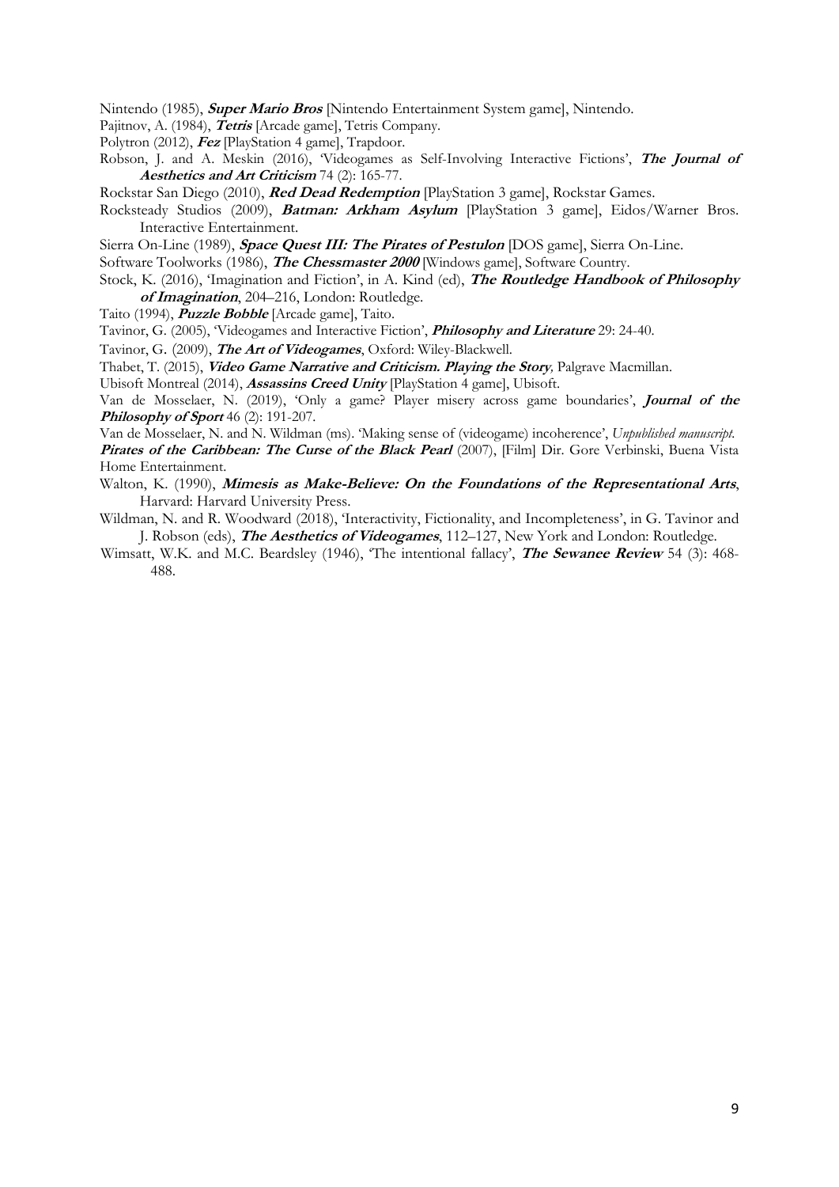Nintendo (1985), ***Super Mario Bros*** [Nintendo Entertainment System game], Nintendo.

Pajitnov, A. (1984), ***Tetris*** [Arcade game], Tetris Company.

Polytron (2012), ***Fez*** [PlayStation 4 game], Trapdoor.

Robson, J. and A. Meskin (2016), 'Videogames as Self-Involving Interactive Fictions', ***The Journal of Aesthetics and Art Criticism*** 74 (2): 165-77.

Rockstar San Diego (2010), ***Red Dead Redemption*** [PlayStation 3 game], Rockstar Games.

Rocksteady Studios (2009), ***Batman: Arkham Asylum*** [PlayStation 3 game], Eidos/Warner Bros. Interactive Entertainment.

Sierra On-Line (1989), ***Space Quest III: The Pirates of Pestulon*** [DOS game], Sierra On-Line.

Software Toolworks (1986), ***The Chessmaster 2000*** [Windows game], Software Country.

Stock, K. (2016), 'Imagination and Fiction', in A. Kind (ed), ***The Routledge Handbook of Philosophy of Imagination***, 204–216, London: Routledge.

Taito (1994), ***Puzzle Bobble*** [Arcade game], Taito.

Tavinor, G. (2005), 'Videogames and Interactive Fiction', ***Philosophy and Literature*** 29: 24-40.

Tavinor, G. (2009), ***The Art of Videogames***, Oxford: Wiley-Blackwell.

Thabet, T. (2015), ***Video Game Narrative and Criticism. Playing the Story***, Palgrave Macmillan.

Ubisoft Montreal (2014), ***Assassins Creed Unity*** [PlayStation 4 game], Ubisoft.

Van de Mosselaer, N. (2019), 'Only a game? Player misery across game boundaries', ***Journal of the Philosophy of Sport*** 46 (2): 191-207.

Van de Mosselaer, N. and N. Wildman (ms). 'Making sense of (videogame) incoherence', *Unpublished manuscript*.

***Pirates of the Caribbean: The Curse of the Black Pearl*** (2007), [Film] Dir. Gore Verbinski, Buena Vista Home Entertainment.

Walton, K. (1990), ***Mimesis as Make-Believe: On the Foundations of the Representational Arts***, Harvard: Harvard University Press.

Wildman, N. and R. Woodward (2018), 'Interactivity, Fictionality, and Incompleteness', in G. Tavinor and J. Robson (eds), ***The Aesthetics of Videogames***, 112–127, New York and London: Routledge.

Wimsatt, W.K. and M.C. Beardsley (1946), 'The intentional fallacy', ***The Sewanee Review*** 54 (3): 468-488.